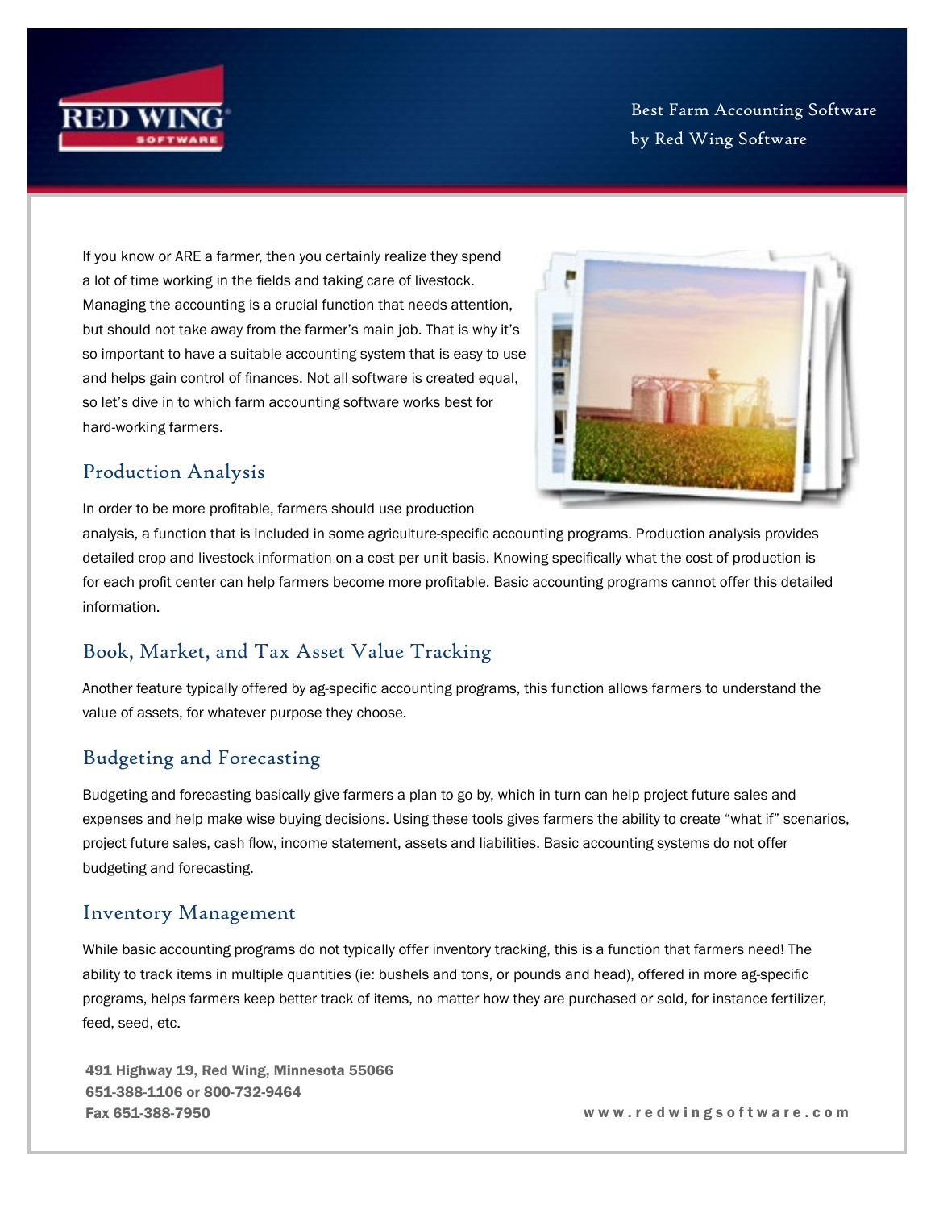# Best Farm Accounting Software by Red Wing Software

If you know or ARE a farmer, then you certainly realize they spend a lot of time working in the fields and taking care of livestock. Managing the accounting is a crucial function that needs attention, but should not take away from the farmer's main job. That is why it's so important to have a suitable accounting system that is easy to use and helps gain control of finances. Not all software is created equal, so let's dive in to which farm accounting software works best for hard-working farmers.

## Production Analysis

In order to be more profitable, farmers should use production analysis, a function that is included in some agriculture-specific accounting programs. Production analysis provides detailed crop and livestock information on a cost per unit basis. Knowing specifically what the cost of production is for each profit center can help farmers become more profitable. Basic accounting programs cannot offer this detailed information.

## Book, Market, and Tax Asset Value Tracking

Another feature typically offered by ag-specific accounting programs, this function allows farmers to understand the value of assets, for whatever purpose they choose.

## Budgeting and Forecasting

Budgeting and forecasting basically give farmers a plan to go by, which in turn can help project future sales and expenses and help make wise buying decisions. Using these tools gives farmers the ability to create "what if" scenarios, project future sales, cash flow, income statement, assets and liabilities. Basic accounting systems do not offer budgeting and forecasting.

## Inventory Management

While basic accounting programs do not typically offer inventory tracking, this is a function that farmers need! The ability to track items in multiple quantities (ie: bushels and tons, or pounds and head), offered in more ag-specific programs, helps farmers keep better track of items, no matter how they are purchased or sold, for instance fertilizer, feed, seed, etc.

**491 Highway 19, Red Wing, Minnesota 55066**
**651-388-1106 or 800-732-9464**
**Fax 651-388-7950**

**www.redwingsoftware.com**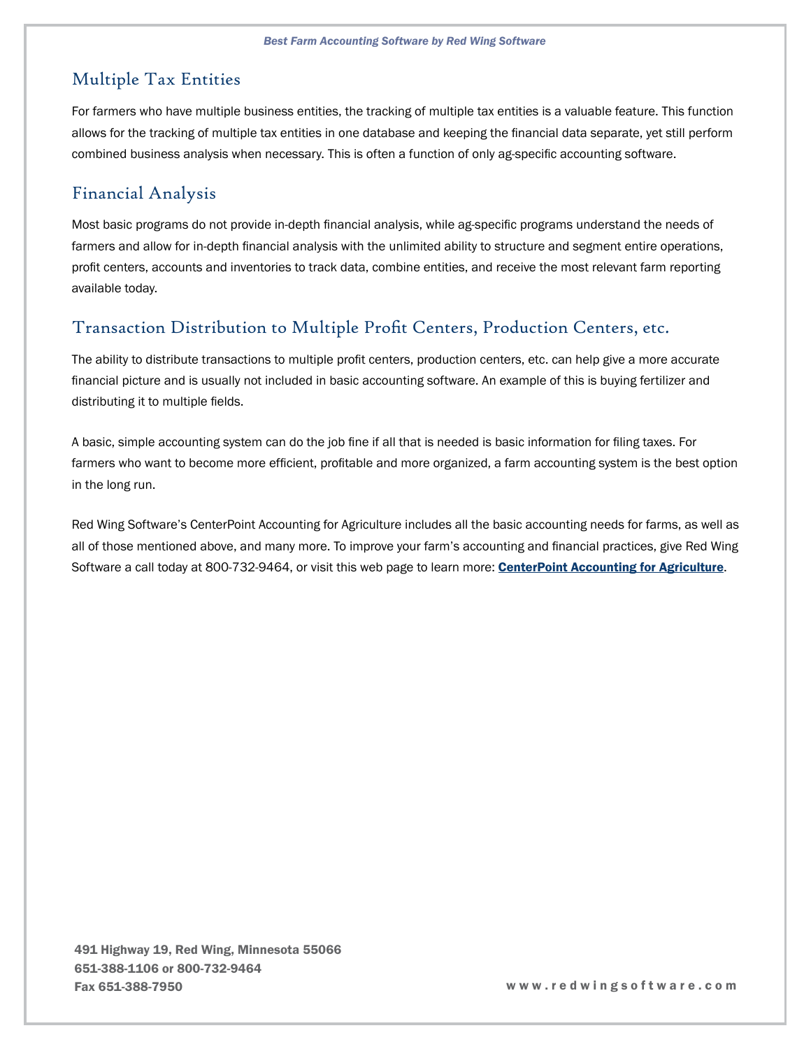## Multiple Tax Entities

For farmers who have multiple business entities, the tracking of multiple tax entities is a valuable feature. This function allows for the tracking of multiple tax entities in one database and keeping the financial data separate, yet still perform combined business analysis when necessary. This is often a function of only ag-specific accounting software.

## Financial Analysis

Most basic programs do not provide in-depth financial analysis, while ag-specific programs understand the needs of farmers and allow for in-depth financial analysis with the unlimited ability to structure and segment entire operations, profit centers, accounts and inventories to track data, combine entities, and receive the most relevant farm reporting available today.

## Transaction Distribution to Multiple Profit Centers, Production Centers, etc.

The ability to distribute transactions to multiple profit centers, production centers, etc. can help give a more accurate financial picture and is usually not included in basic accounting software. An example of this is buying fertilizer and distributing it to multiple fields.

A basic, simple accounting system can do the job fine if all that is needed is basic information for filing taxes. For farmers who want to become more efficient, profitable and more organized, a farm accounting system is the best option in the long run.

Red Wing Software's CenterPoint Accounting for Agriculture includes all the basic accounting needs for farms, as well as all of those mentioned above, and many more. To improve your farm's accounting and financial practices, give Red Wing Software a call today at 800-732-9464, or visit this web page to learn more: **CenterPoint Accounting for Agriculture**.

**491 Highway 19, Red Wing, Minnesota 55066**
**651-388-1106 or 800-732-9464**
**Fax 651-388-7950**

**www.redwingsoftware.com**